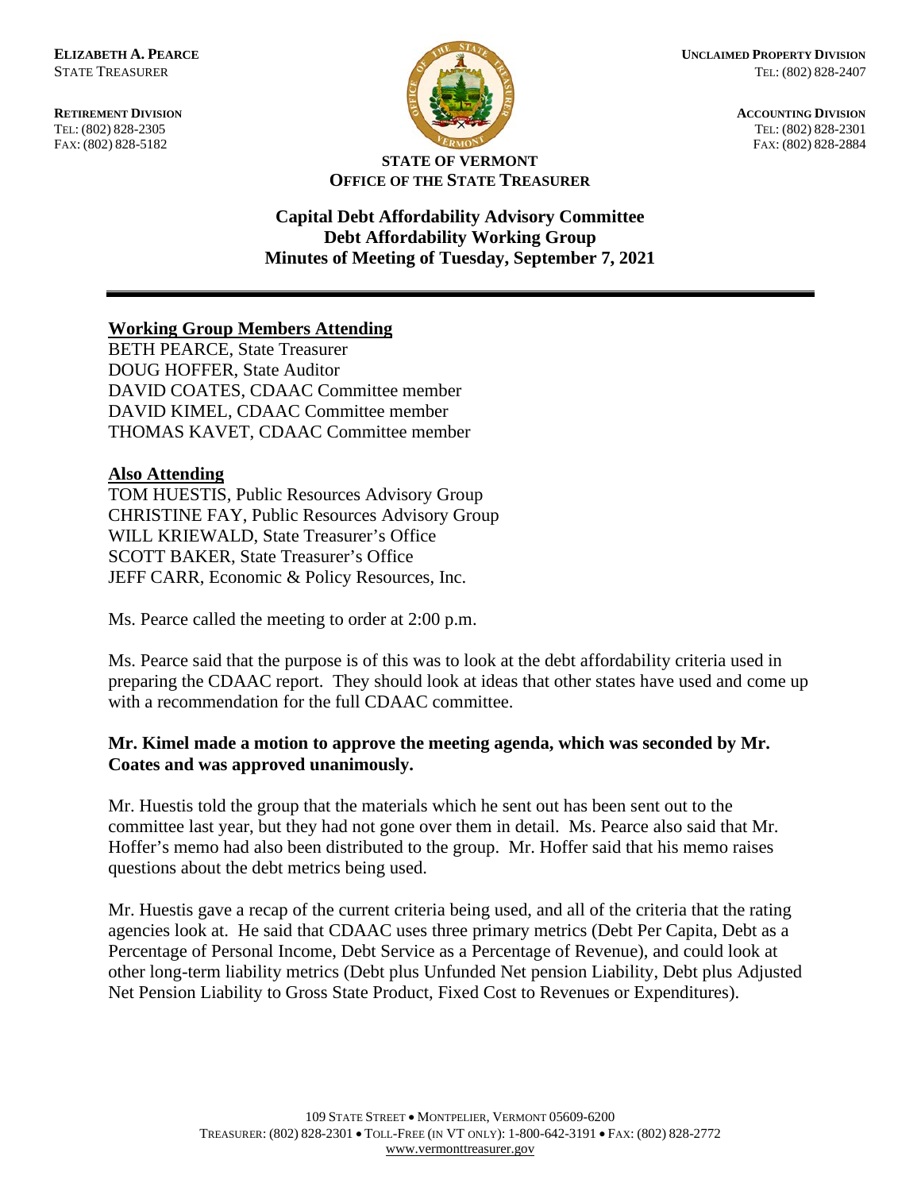**ELIZABETH A. PEARCE**
STATE TREASURER

**RETIREMENT DIVISION**
TEL: (802) 828-2305
FAX: (802) 828-5182

**UNCLAIMED PROPERTY DIVISION**
TEL: (802) 828-2407

**ACCOUNTING DIVISION**
TEL: (802) 828-2301
FAX: (802) 828-2884

**STATE OF VERMONT**
**OFFICE OF THE STATE TREASURER**

# Capital Debt Affordability Advisory Committee
## Debt Affordability Working Group
## Minutes of Meeting of Tuesday, September 7, 2021

---

**Working Group Members Attending**

BETH PEARCE, State Treasurer
DOUG HOFFER, State Auditor
DAVID COATES, CDAAC Committee member
DAVID KIMEL, CDAAC Committee member
THOMAS KAVET, CDAAC Committee member

**Also Attending**

TOM HUESTIS, Public Resources Advisory Group
CHRISTINE FAY, Public Resources Advisory Group
WILL KRIEWALD, State Treasurer's Office
SCOTT BAKER, State Treasurer's Office
JEFF CARR, Economic & Policy Resources, Inc.

Ms. Pearce called the meeting to order at 2:00 p.m.

Ms. Pearce said that the purpose is of this was to look at the debt affordability criteria used in preparing the CDAAC report. They should look at ideas that other states have used and come up with a recommendation for the full CDAAC committee.

**Mr. Kimel made a motion to approve the meeting agenda, which was seconded by Mr. Coates and was approved unanimously.**

Mr. Huestis told the group that the materials which he sent out has been sent out to the committee last year, but they had not gone over them in detail. Ms. Pearce also said that Mr. Hoffer's memo had also been distributed to the group. Mr. Hoffer said that his memo raises questions about the debt metrics being used.

Mr. Huestis gave a recap of the current criteria being used, and all of the criteria that the rating agencies look at. He said that CDAAC uses three primary metrics (Debt Per Capita, Debt as a Percentage of Personal Income, Debt Service as a Percentage of Revenue), and could look at other long-term liability metrics (Debt plus Unfunded Net pension Liability, Debt plus Adjusted Net Pension Liability to Gross State Product, Fixed Cost to Revenues or Expenditures).

109 STATE STREET • MONTPELIER, VERMONT 05609-6200
TREASURER: (802) 828-2301 • TOLL-FREE (IN VT ONLY): 1-800-642-3191 • FAX: (802) 828-2772
www.vermonttreasurer.gov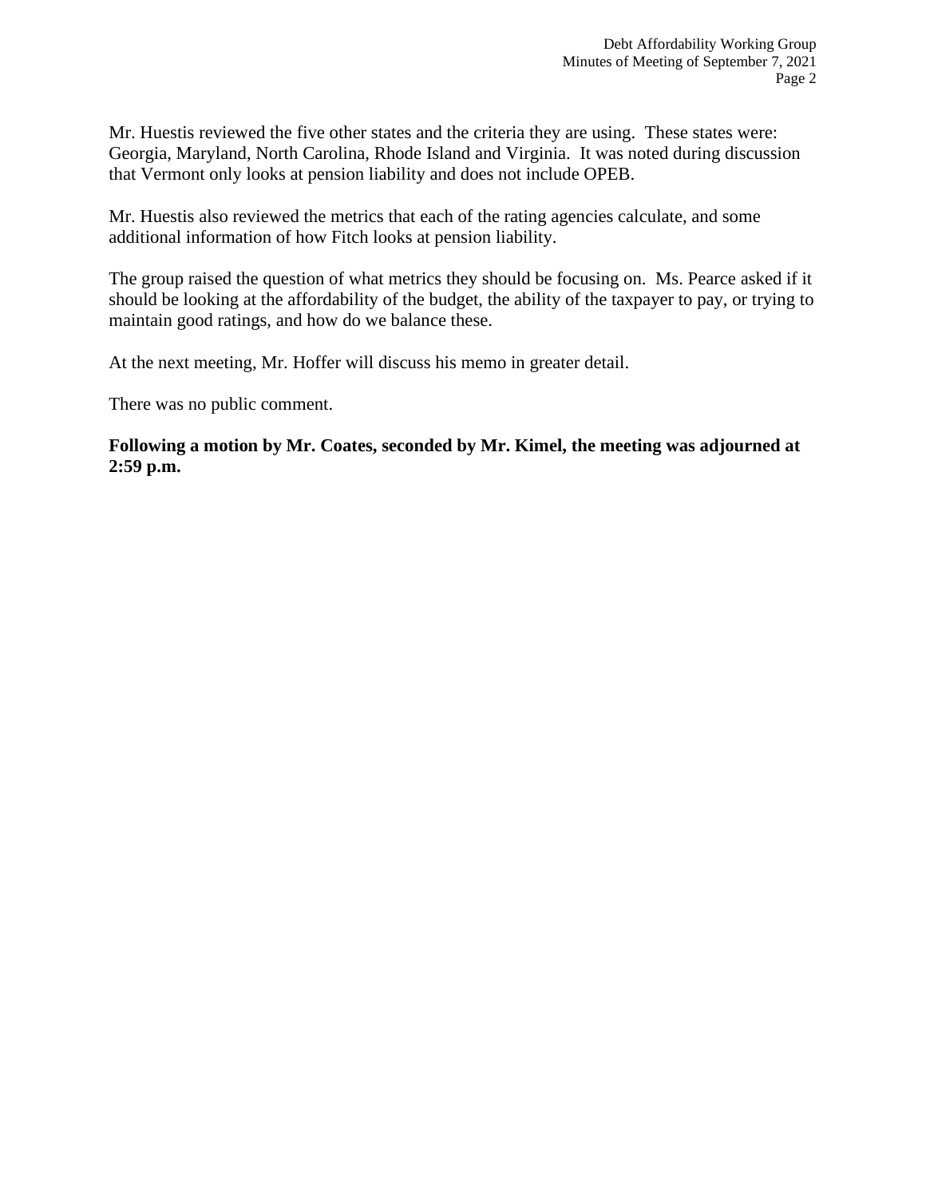Mr. Huestis reviewed the five other states and the criteria they are using. These states were: Georgia, Maryland, North Carolina, Rhode Island and Virginia. It was noted during discussion that Vermont only looks at pension liability and does not include OPEB.

Mr. Huestis also reviewed the metrics that each of the rating agencies calculate, and some additional information of how Fitch looks at pension liability.

The group raised the question of what metrics they should be focusing on. Ms. Pearce asked if it should be looking at the affordability of the budget, the ability of the taxpayer to pay, or trying to maintain good ratings, and how do we balance these.

At the next meeting, Mr. Hoffer will discuss his memo in greater detail.

There was no public comment.

**Following a motion by Mr. Coates, seconded by Mr. Kimel, the meeting was adjourned at 2:59 p.m.**